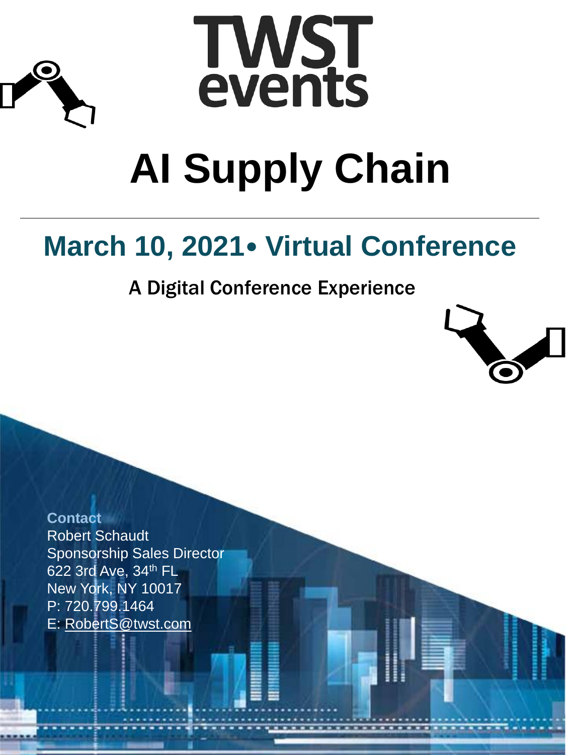TWST events

# AI Supply Chain

## March 10, 2021• Virtual Conference

A Digital Conference Experience

**Contact**
Robert Schaudt
Sponsorship Sales Director
622 3rd Ave, 34th FL
New York, NY 10017
P: 720.799.1464
E: RobertS@twst.com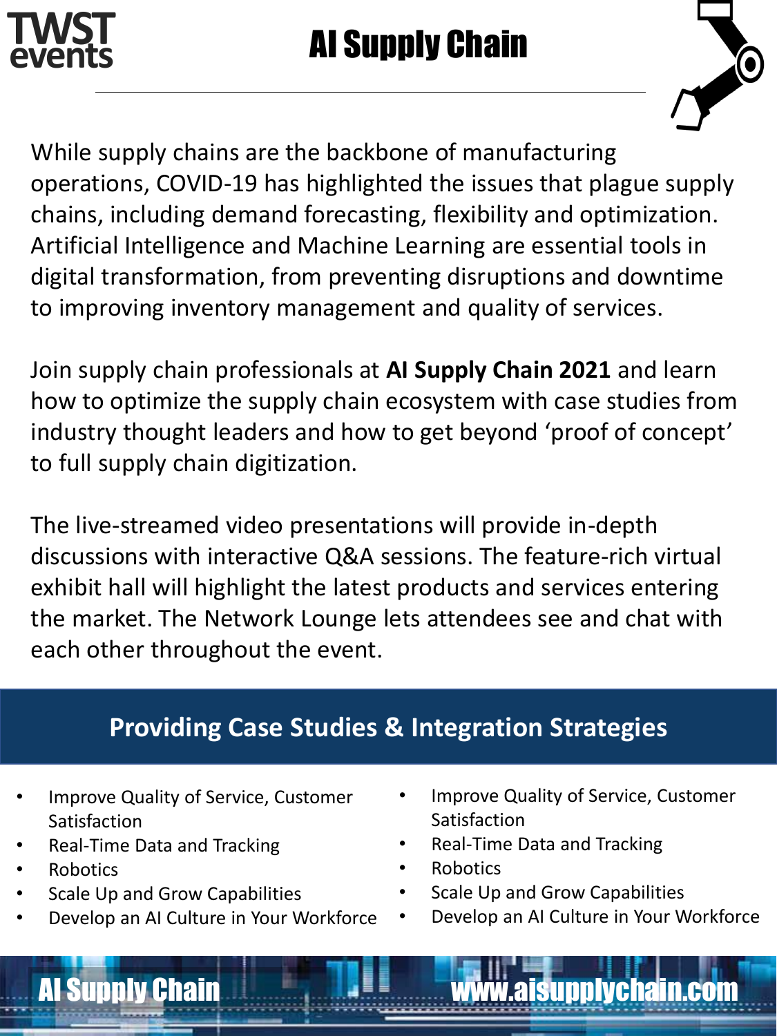# AI Supply Chain

While supply chains are the backbone of manufacturing operations, COVID-19 has highlighted the issues that plague supply chains, including demand forecasting, flexibility and optimization. Artificial Intelligence and Machine Learning are essential tools in digital transformation, from preventing disruptions and downtime to improving inventory management and quality of services.

Join supply chain professionals at **AI Supply Chain 2021** and learn how to optimize the supply chain ecosystem with case studies from industry thought leaders and how to get beyond 'proof of concept' to full supply chain digitization.

The live-streamed video presentations will provide in-depth discussions with interactive Q&A sessions. The feature-rich virtual exhibit hall will highlight the latest products and services entering the market. The Network Lounge lets attendees see and chat with each other throughout the event.

## Providing Case Studies & Integration Strategies

- Improve Quality of Service, Customer Satisfaction
- Real-Time Data and Tracking
- Robotics
- Scale Up and Grow Capabilities
- Develop an AI Culture in Your Workforce

- Improve Quality of Service, Customer Satisfaction
- Real-Time Data and Tracking
- Robotics
- Scale Up and Grow Capabilities
- Develop an AI Culture in Your Workforce

AI Supply Chain www.aisupplychain.com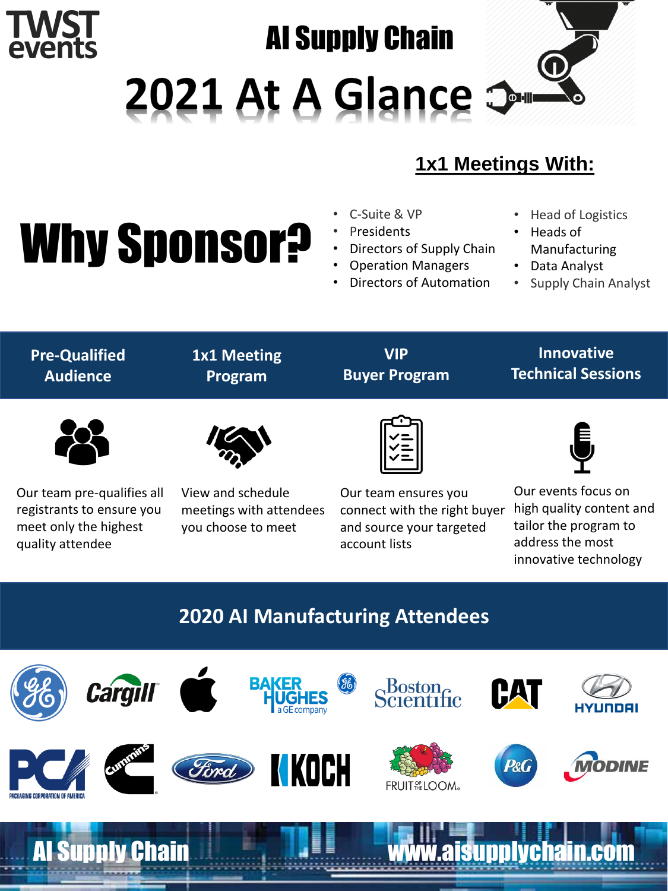TWST events

# AI Supply Chain

# 2021 At A Glance

## Why Sponsor?

### 1x1 Meetings With:

- C-Suite & VP
- Presidents
- Directors of Supply Chain
- Operation Managers
- Directors of Automation
- Head of Logistics
- Heads of Manufacturing
- Data Analyst
- Supply Chain Analyst

### Pre-Qualified Audience

Our team pre-qualifies all registrants to ensure you meet only the highest quality attendee

### 1x1 Meeting Program

View and schedule meetings with attendees you choose to meet

### VIP Buyer Program

Our team ensures you connect with the right buyer and source your targeted account lists

### Innovative Technical Sessions

Our events focus on high quality content and tailor the program to address the most innovative technology

## 2020 AI Manufacturing Attendees

GE, Cargill, Apple, Baker Hughes a GE company, Boston Scientific, CAT, Hyundai, PCA Packaging Corporation of America, Cummins, Ford, Koch, Fruit of the Loom, P&G, Modine

AI Supply Chain www.aisupplychain.com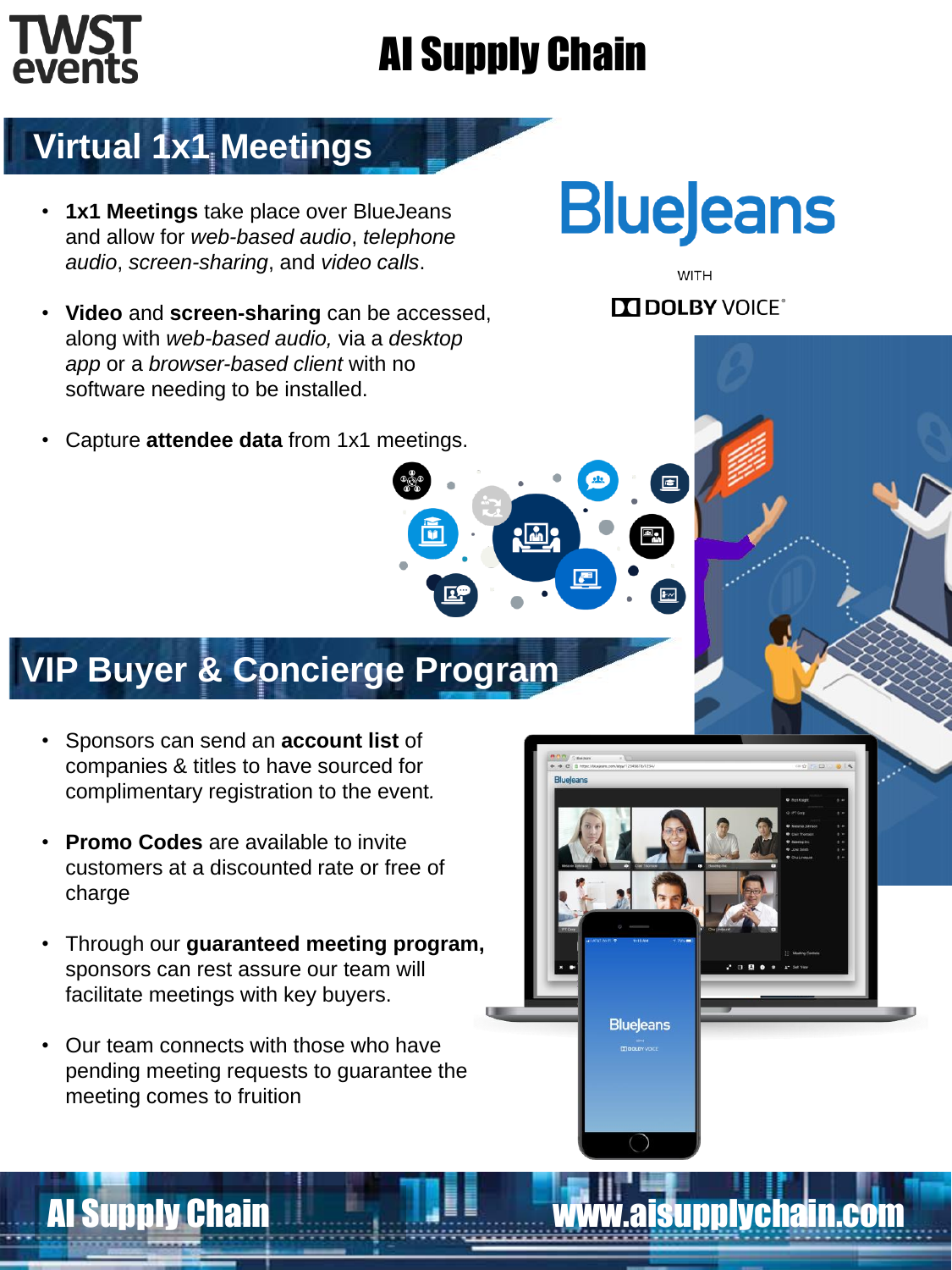# AI Supply Chain

## Virtual 1x1 Meetings

- **1x1 Meetings** take place over BlueJeans and allow for *web-based audio*, *telephone audio*, *screen-sharing*, and *video calls*.
- **Video** and **screen-sharing** can be accessed, along with *web-based audio,* via a *desktop app* or a *browser-based client* with no software needing to be installed.
- Capture **attendee data** from 1x1 meetings.

BlueJeans

WITH

DOLBY VOICE®

## VIP Buyer & Concierge Program

- Sponsors can send an **account list** of companies & titles to have sourced for complimentary registration to the event*.*
- **Promo Codes** are available to invite customers at a discounted rate or free of charge
- Through our **guaranteed meeting program,** sponsors can rest assure our team will facilitate meetings with key buyers.
- Our team connects with those who have pending meeting requests to guarantee the meeting comes to fruition

AI Supply Chain www.aisupplychain.com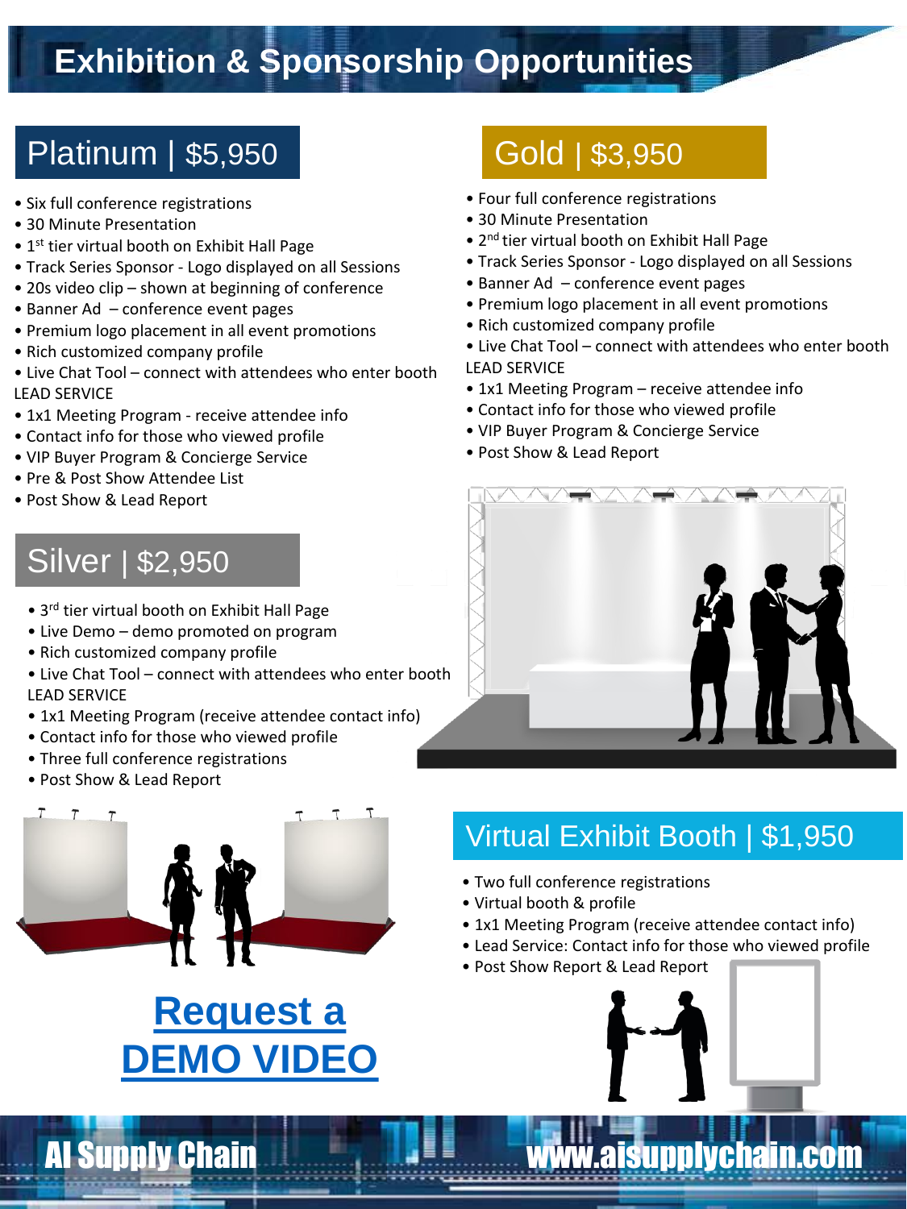# Exhibition & Sponsorship Opportunities

## Platinum | $5,950

- Six full conference registrations
- 30 Minute Presentation
- 1st tier virtual booth on Exhibit Hall Page
- Track Series Sponsor - Logo displayed on all Sessions
- 20s video clip – shown at beginning of conference
- Banner Ad – conference event pages
- Premium logo placement in all event promotions
- Rich customized company profile
- Live Chat Tool – connect with attendees who enter booth

LEAD SERVICE

- 1x1 Meeting Program - receive attendee info
- Contact info for those who viewed profile
- VIP Buyer Program & Concierge Service
- Pre & Post Show Attendee List
- Post Show & Lead Report

## Gold | $3,950

- Four full conference registrations
- 30 Minute Presentation
- 2nd tier virtual booth on Exhibit Hall Page
- Track Series Sponsor - Logo displayed on all Sessions
- Banner Ad – conference event pages
- Premium logo placement in all event promotions
- Rich customized company profile
- Live Chat Tool – connect with attendees who enter booth

LEAD SERVICE

- 1x1 Meeting Program – receive attendee info
- Contact info for those who viewed profile
- VIP Buyer Program & Concierge Service
- Post Show & Lead Report

## Silver | $2,950

- 3rd tier virtual booth on Exhibit Hall Page
- Live Demo – demo promoted on program
- Rich customized company profile
- Live Chat Tool – connect with attendees who enter booth

LEAD SERVICE

- 1x1 Meeting Program (receive attendee contact info)
- Contact info for those who viewed profile
- Three full conference registrations
- Post Show & Lead Report

## Virtual Exhibit Booth | $1,950

- Two full conference registrations
- Virtual booth & profile
- 1x1 Meeting Program (receive attendee contact info)
- Lead Service: Contact info for those who viewed profile
- Post Show Report & Lead Report

**Request a DEMO VIDEO**

AI Supply Chain www.aisupplychain.com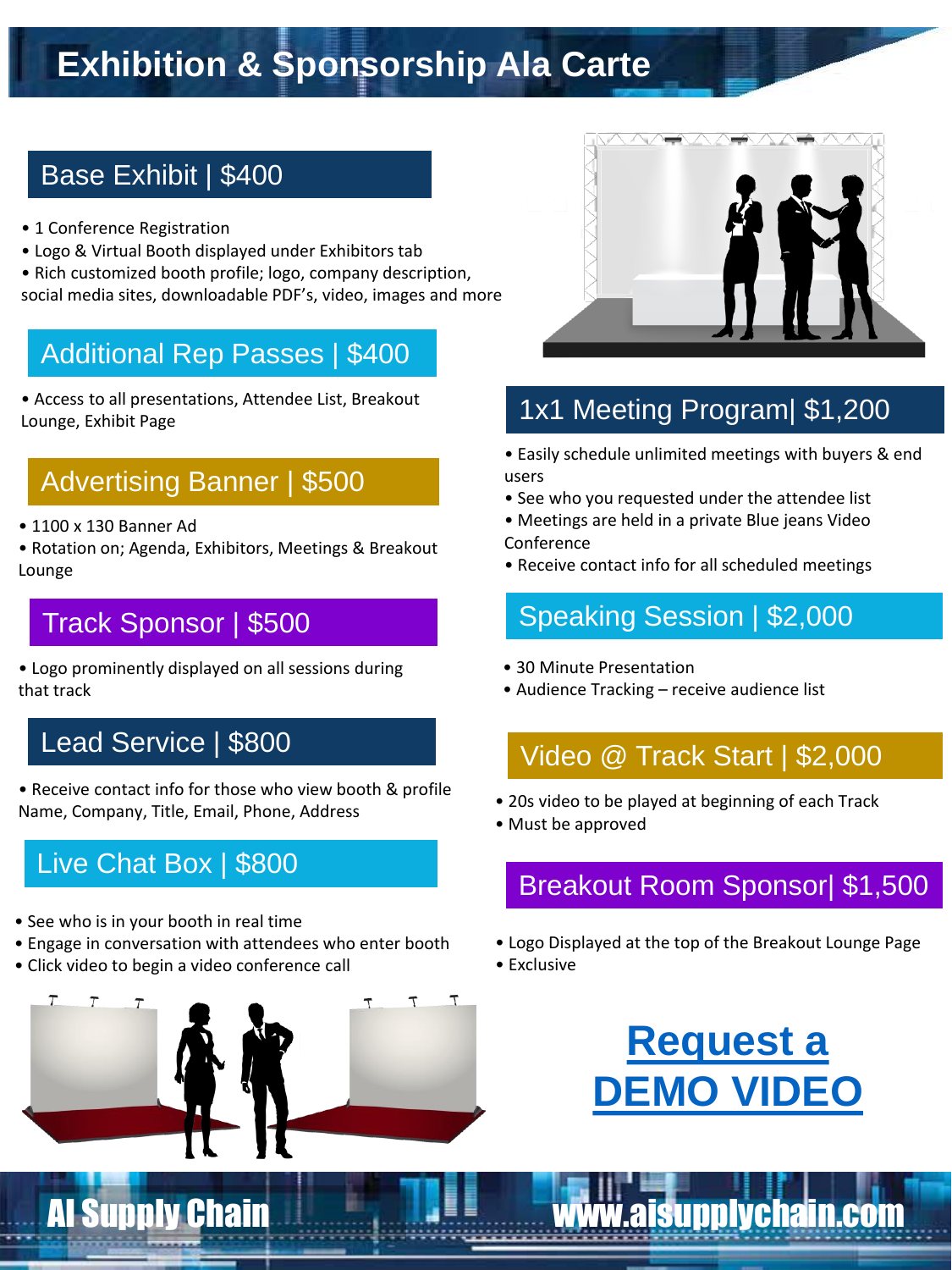# Exhibition & Sponsorship Ala Carte

## Base Exhibit | $400

- 1 Conference Registration
- Logo & Virtual Booth displayed under Exhibitors tab
- Rich customized booth profile; logo, company description, social media sites, downloadable PDF's, video, images and more

## Additional Rep Passes | $400

- Access to all presentations, Attendee List, Breakout Lounge, Exhibit Page

## Advertising Banner | $500

- 1100 x 130 Banner Ad
- Rotation on; Agenda, Exhibitors, Meetings & Breakout Lounge

## Track Sponsor | $500

- Logo prominently displayed on all sessions during that track

## Lead Service | $800

- Receive contact info for those who view booth & profile Name, Company, Title, Email, Phone, Address

## Live Chat Box | $800

- See who is in your booth in real time
- Engage in conversation with attendees who enter booth
- Click video to begin a video conference call

## 1x1 Meeting Program| $1,200

- Easily schedule unlimited meetings with buyers & end users
- See who you requested under the attendee list
- Meetings are held in a private Blue jeans Video Conference
- Receive contact info for all scheduled meetings

## Speaking Session | $2,000

- 30 Minute Presentation
- Audience Tracking – receive audience list

## Video @ Track Start | $2,000

- 20s video to be played at beginning of each Track
- Must be approved

## Breakout Room Sponsor| $1,500

- Logo Displayed at the top of the Breakout Lounge Page
- Exclusive

**Request a DEMO VIDEO**

AI Supply Chain www.aisupplychain.com